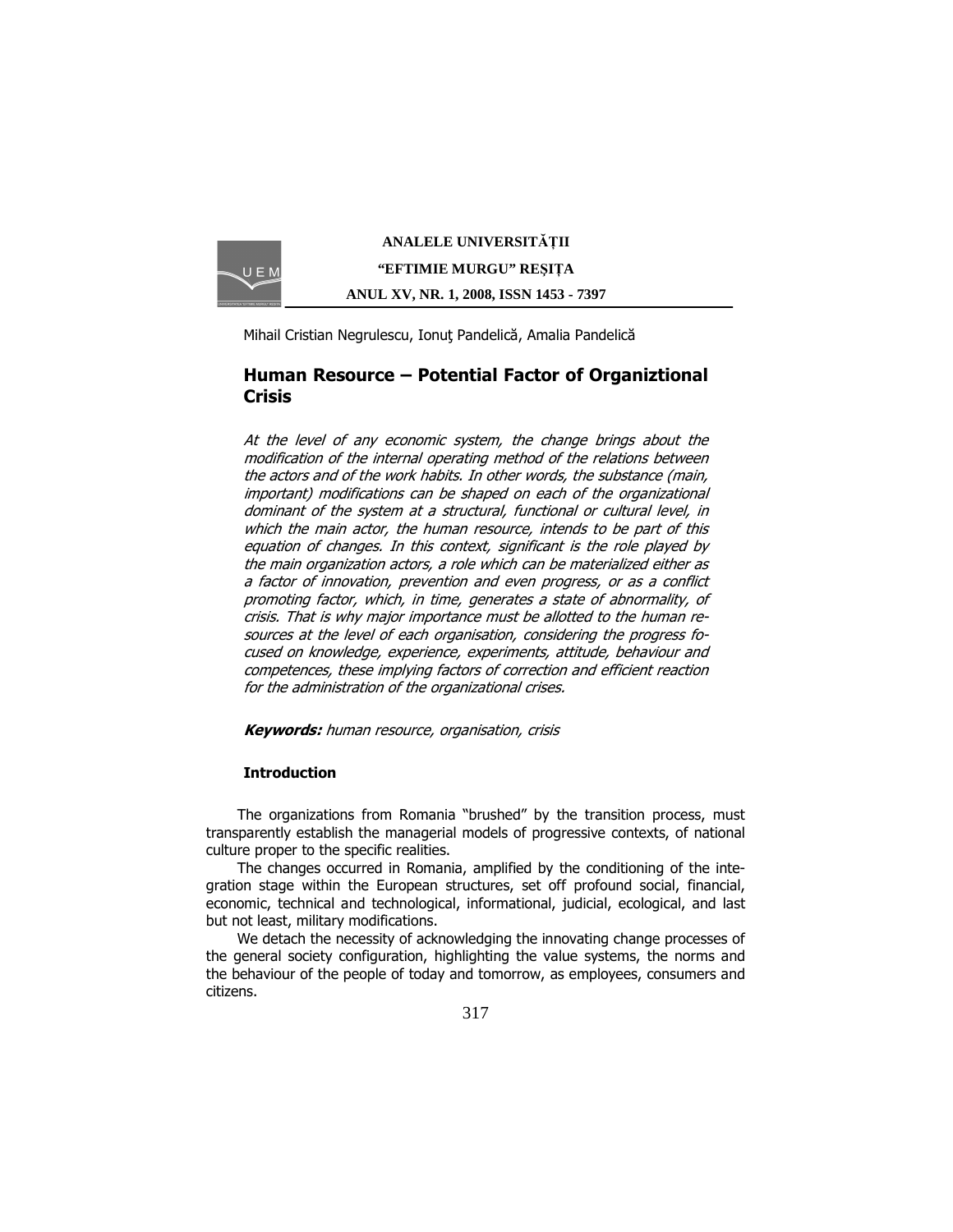Mihail Cristian Negrulescu, Ionuţ Pandelică, Amalia Pandelică

# Human Resource – Potential Factor of Organiztional Crisis

*At the level of any economic system, the change brings about the modification of the internal operating method of the relations between the actors and of the work habits. In other words, the substance (main, important) modifications can be shaped on each of the organizational dominant of the system at a structural, functional or cultural level, in which the main actor, the human resource, intends to be part of this equation of changes. In this context, significant is the role played by the main organization actors, a role which can be materialized either as a factor of innovation, prevention and even progress, or as a conflict promoting factor, which, in time, generates a state of abnormality, of crisis. That is why major importance must be allotted to the human resources at the level of each organisation, considering the progress focused on knowledge, experience, experiments, attitude, behaviour and competences, these implying factors of correction and efficient reaction for the administration of the organizational crises.*

***Keywords:*** *human resource, organisation, crisis*

## Introduction

The organizations from Romania "brushed" by the transition process, must transparently establish the managerial models of progressive contexts, of national culture proper to the specific realities.

The changes occurred in Romania, amplified by the conditioning of the integration stage within the European structures, set off profound social, financial, economic, technical and technological, informational, judicial, ecological, and last but not least, military modifications.

We detach the necessity of acknowledging the innovating change processes of the general society configuration, highlighting the value systems, the norms and the behaviour of the people of today and tomorrow, as employees, consumers and citizens.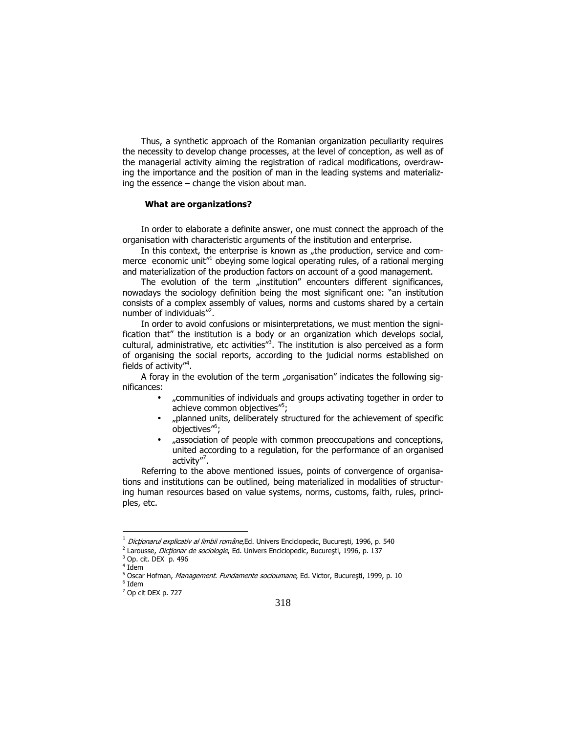Thus, a synthetic approach of the Romanian organization peculiarity requires the necessity to develop change processes, at the level of conception, as well as of the managerial activity aiming the registration of radical modifications, overdrawing the importance and the position of man in the leading systems and materializing the essence – change the vision about man.

**What are organizations?**

In order to elaborate a definite answer, one must connect the approach of the organisation with characteristic arguments of the institution and enterprise.

In this context, the enterprise is known as „the production, service and commerce economic unit"[1] obeying some logical operating rules, of a rational merging and materialization of the production factors on account of a good management.

The evolution of the term „institution" encounters different significances, nowadays the sociology definition being the most significant one: "an institution consists of a complex assembly of values, norms and customs shared by a certain number of individuals"[2].

In order to avoid confusions or misinterpretations, we must mention the signification that" the institution is a body or an organization which develops social, cultural, administrative, etc activities"[3]. The institution is also perceived as a form of organising the social reports, according to the judicial norms established on fields of activity"[4].

A foray in the evolution of the term „organisation" indicates the following significances:

- „communities of individuals and groups activating together in order to achieve common objectives"[5];
- „planned units, deliberately structured for the achievement of specific objectives"[6];
- „association of people with common preoccupations and conceptions, united according to a regulation, for the performance of an organised activity"[7].

Referring to the above mentioned issues, points of convergence of organisations and institutions can be outlined, being materialized in modalities of structuring human resources based on value systems, norms, customs, faith, rules, principles, etc.

---

[1] *Dicţionarul explicativ al limbii române*,Ed. Univers Enciclopedic, Bucureşti, 1996, p. 540
[2] Larousse, *Dicţionar de sociologie*, Ed. Univers Enciclopedic, Bucureşti, 1996, p. 137
[3] Op. cit. DEX p. 496
[4] Idem
[5] Oscar Hofman, *Management. Fundamente socioumane*, Ed. Victor, Bucureşti, 1999, p. 10
[6] Idem
[7] Op cit DEX p. 727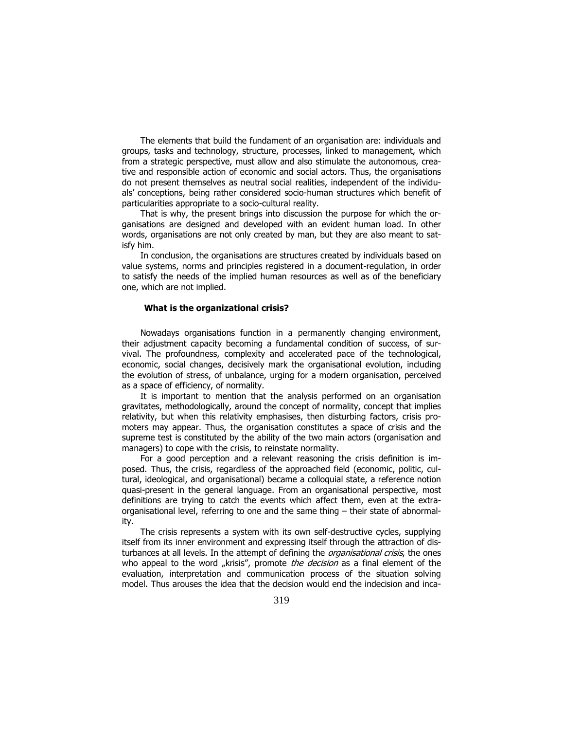The elements that build the fundament of an organisation are: individuals and groups, tasks and technology, structure, processes, linked to management, which from a strategic perspective, must allow and also stimulate the autonomous, creative and responsible action of economic and social actors. Thus, the organisations do not present themselves as neutral social realities, independent of the individuals' conceptions, being rather considered socio-human structures which benefit of particularities appropriate to a socio-cultural reality.

That is why, the present brings into discussion the purpose for which the organisations are designed and developed with an evident human load. In other words, organisations are not only created by man, but they are also meant to satisfy him.

In conclusion, the organisations are structures created by individuals based on value systems, norms and principles registered in a document-regulation, in order to satisfy the needs of the implied human resources as well as of the beneficiary one, which are not implied.

### What is the organizational crisis?

Nowadays organisations function in a permanently changing environment, their adjustment capacity becoming a fundamental condition of success, of survival. The profoundness, complexity and accelerated pace of the technological, economic, social changes, decisively mark the organisational evolution, including the evolution of stress, of unbalance, urging for a modern organisation, perceived as a space of efficiency, of normality.

It is important to mention that the analysis performed on an organisation gravitates, methodologically, around the concept of normality, concept that implies relativity, but when this relativity emphasises, then disturbing factors, crisis promoters may appear. Thus, the organisation constitutes a space of crisis and the supreme test is constituted by the ability of the two main actors (organisation and managers) to cope with the crisis, to reinstate normality.

For a good perception and a relevant reasoning the crisis definition is imposed. Thus, the crisis, regardless of the approached field (economic, politic, cultural, ideological, and organisational) became a colloquial state, a reference notion quasi-present in the general language. From an organisational perspective, most definitions are trying to catch the events which affect them, even at the extra-organisational level, referring to one and the same thing – their state of abnormality.

The crisis represents a system with its own self-destructive cycles, supplying itself from its inner environment and expressing itself through the attraction of disturbances at all levels. In the attempt of defining the *organisational crisis*, the ones who appeal to the word „krisis", promote *the decision* as a final element of the evaluation, interpretation and communication process of the situation solving model. Thus arouses the idea that the decision would end the indecision and inca-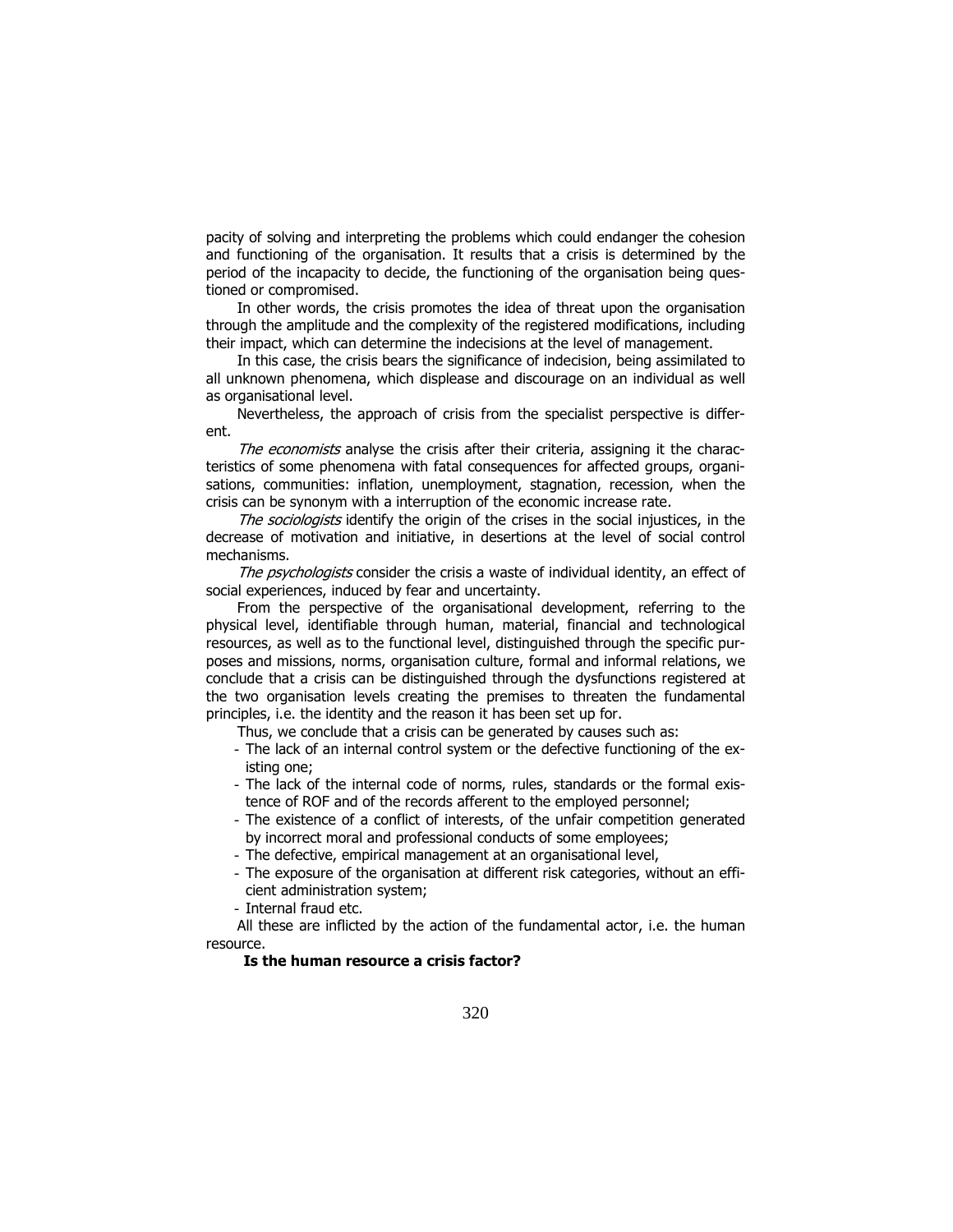pacity of solving and interpreting the problems which could endanger the cohesion and functioning of the organisation. It results that a crisis is determined by the period of the incapacity to decide, the functioning of the organisation being questioned or compromised.

In other words, the crisis promotes the idea of threat upon the organisation through the amplitude and the complexity of the registered modifications, including their impact, which can determine the indecisions at the level of management.

In this case, the crisis bears the significance of indecision, being assimilated to all unknown phenomena, which displease and discourage on an individual as well as organisational level.

Nevertheless, the approach of crisis from the specialist perspective is different.

*The economists* analyse the crisis after their criteria, assigning it the characteristics of some phenomena with fatal consequences for affected groups, organisations, communities: inflation, unemployment, stagnation, recession, when the crisis can be synonym with a interruption of the economic increase rate.

*The sociologists* identify the origin of the crises in the social injustices, in the decrease of motivation and initiative, in desertions at the level of social control mechanisms.

*The psychologists* consider the crisis a waste of individual identity, an effect of social experiences, induced by fear and uncertainty.

From the perspective of the organisational development, referring to the physical level, identifiable through human, material, financial and technological resources, as well as to the functional level, distinguished through the specific purposes and missions, norms, organisation culture, formal and informal relations, we conclude that a crisis can be distinguished through the dysfunctions registered at the two organisation levels creating the premises to threaten the fundamental principles, i.e. the identity and the reason it has been set up for.

Thus, we conclude that a crisis can be generated by causes such as:

- The lack of an internal control system or the defective functioning of the existing one;
- The lack of the internal code of norms, rules, standards or the formal existence of ROF and of the records afferent to the employed personnel;
- The existence of a conflict of interests, of the unfair competition generated by incorrect moral and professional conducts of some employees;
- The defective, empirical management at an organisational level,
- The exposure of the organisation at different risk categories, without an efficient administration system;
- Internal fraud etc.

All these are inflicted by the action of the fundamental actor, i.e. the human resource.

**Is the human resource a crisis factor?**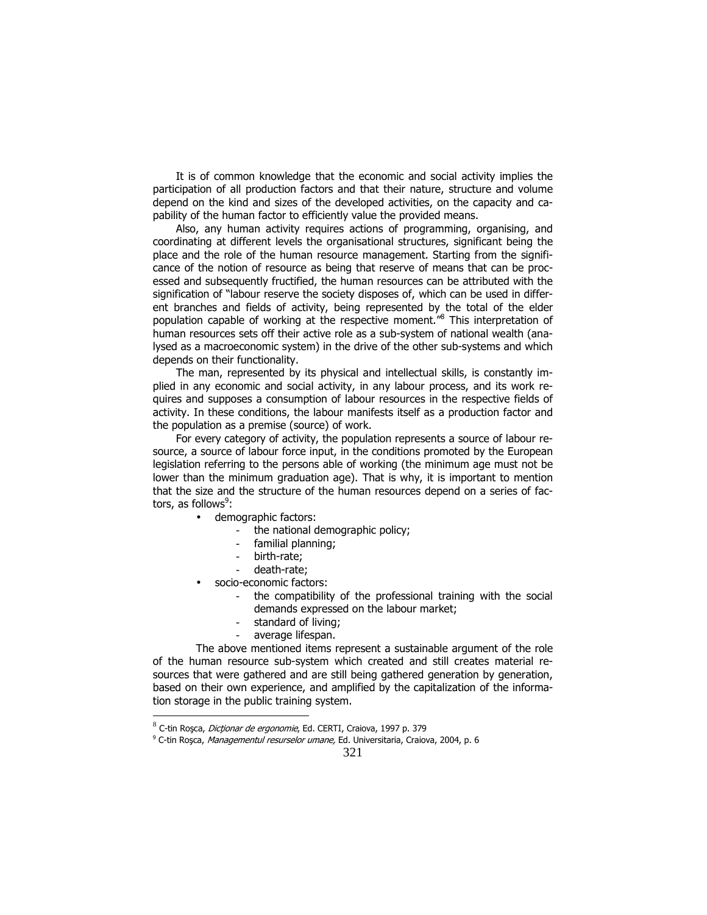It is of common knowledge that the economic and social activity implies the participation of all production factors and that their nature, structure and volume depend on the kind and sizes of the developed activities, on the capacity and capability of the human factor to efficiently value the provided means.

Also, any human activity requires actions of programming, organising, and coordinating at different levels the organisational structures, significant being the place and the role of the human resource management. Starting from the significance of the notion of resource as being that reserve of means that can be processed and subsequently fructified, the human resources can be attributed with the signification of "labour reserve the society disposes of, which can be used in different branches and fields of activity, being represented by the total of the elder population capable of working at the respective moment."[8] This interpretation of human resources sets off their active role as a sub-system of national wealth (analysed as a macroeconomic system) in the drive of the other sub-systems and which depends on their functionality.

The man, represented by its physical and intellectual skills, is constantly implied in any economic and social activity, in any labour process, and its work requires and supposes a consumption of labour resources in the respective fields of activity. In these conditions, the labour manifests itself as a production factor and the population as a premise (source) of work.

For every category of activity, the population represents a source of labour resource, a source of labour force input, in the conditions promoted by the European legislation referring to the persons able of working (the minimum age must not be lower than the minimum graduation age). That is why, it is important to mention that the size and the structure of the human resources depend on a series of factors, as follows[9]:

- demographic factors:
  - the national demographic policy;
  - familial planning;
  - birth-rate;
  - death-rate;
- socio-economic factors:
  - the compatibility of the professional training with the social demands expressed on the labour market;
  - standard of living;
  - average lifespan.

The above mentioned items represent a sustainable argument of the role of the human resource sub-system which created and still creates material resources that were gathered and are still being gathered generation by generation, based on their own experience, and amplified by the capitalization of the information storage in the public training system.

---

[8] C-tin Roşca, *Dicţionar de ergonomie*, Ed. CERTI, Craiova, 1997 p. 379

[9] C-tin Roşca, *Managementul resurselor umane,* Ed. Universitaria, Craiova, 2004, p. 6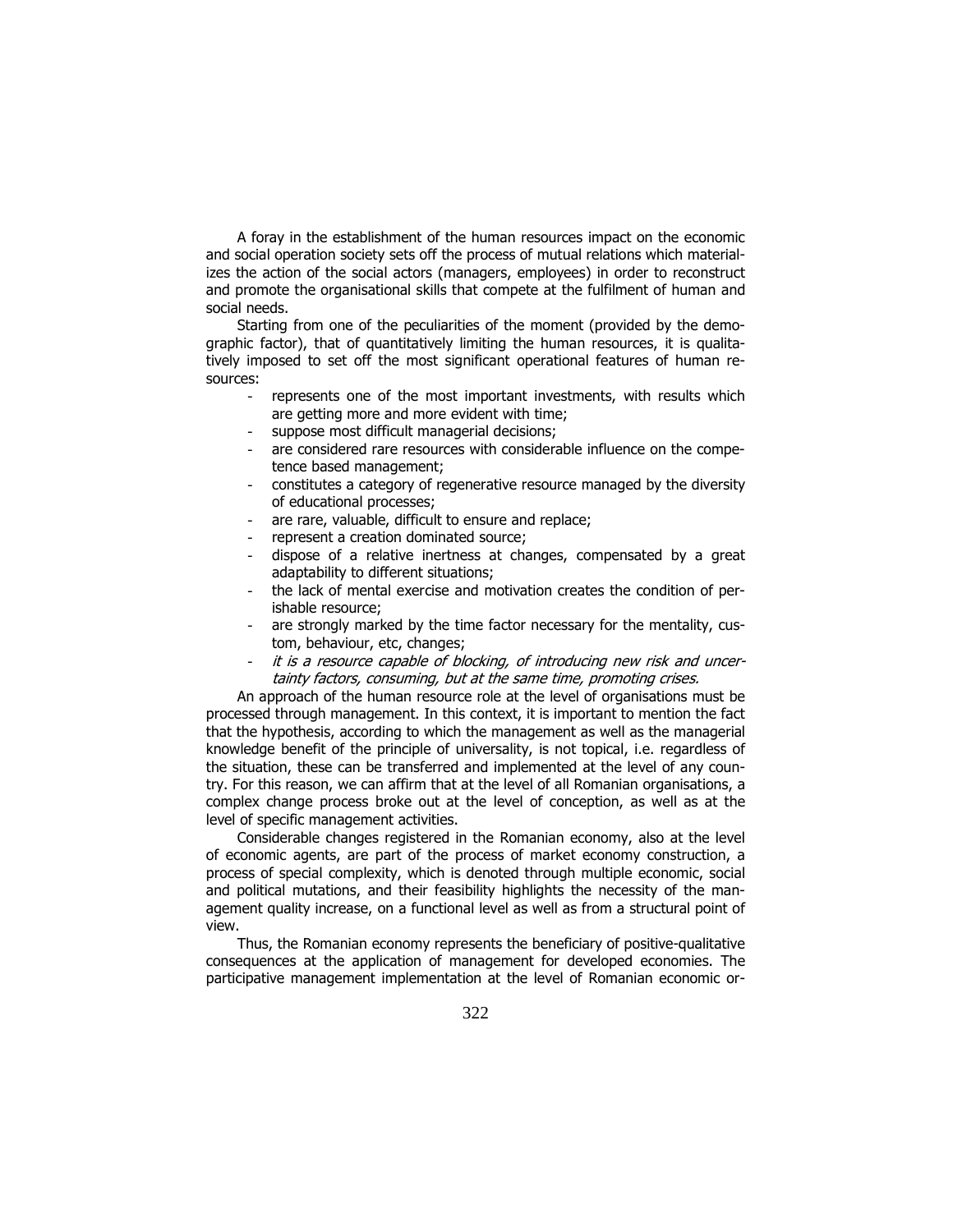A foray in the establishment of the human resources impact on the economic and social operation society sets off the process of mutual relations which materializes the action of the social actors (managers, employees) in order to reconstruct and promote the organisational skills that compete at the fulfilment of human and social needs.

Starting from one of the peculiarities of the moment (provided by the demographic factor), that of quantitatively limiting the human resources, it is qualitatively imposed to set off the most significant operational features of human resources:

- represents one of the most important investments, with results which are getting more and more evident with time;
- suppose most difficult managerial decisions;
- are considered rare resources with considerable influence on the competence based management;
- constitutes a category of regenerative resource managed by the diversity of educational processes;
- are rare, valuable, difficult to ensure and replace;
- represent a creation dominated source;
- dispose of a relative inertness at changes, compensated by a great adaptability to different situations;
- the lack of mental exercise and motivation creates the condition of perishable resource;
- are strongly marked by the time factor necessary for the mentality, custom, behaviour, etc, changes;
- *it is a resource capable of blocking, of introducing new risk and uncertainty factors, consuming, but at the same time, promoting crises.*

An approach of the human resource role at the level of organisations must be processed through management. In this context, it is important to mention the fact that the hypothesis, according to which the management as well as the managerial knowledge benefit of the principle of universality, is not topical, i.e. regardless of the situation, these can be transferred and implemented at the level of any country. For this reason, we can affirm that at the level of all Romanian organisations, a complex change process broke out at the level of conception, as well as at the level of specific management activities.

Considerable changes registered in the Romanian economy, also at the level of economic agents, are part of the process of market economy construction, a process of special complexity, which is denoted through multiple economic, social and political mutations, and their feasibility highlights the necessity of the management quality increase, on a functional level as well as from a structural point of view.

Thus, the Romanian economy represents the beneficiary of positive-qualitative consequences at the application of management for developed economies. The participative management implementation at the level of Romanian economic or-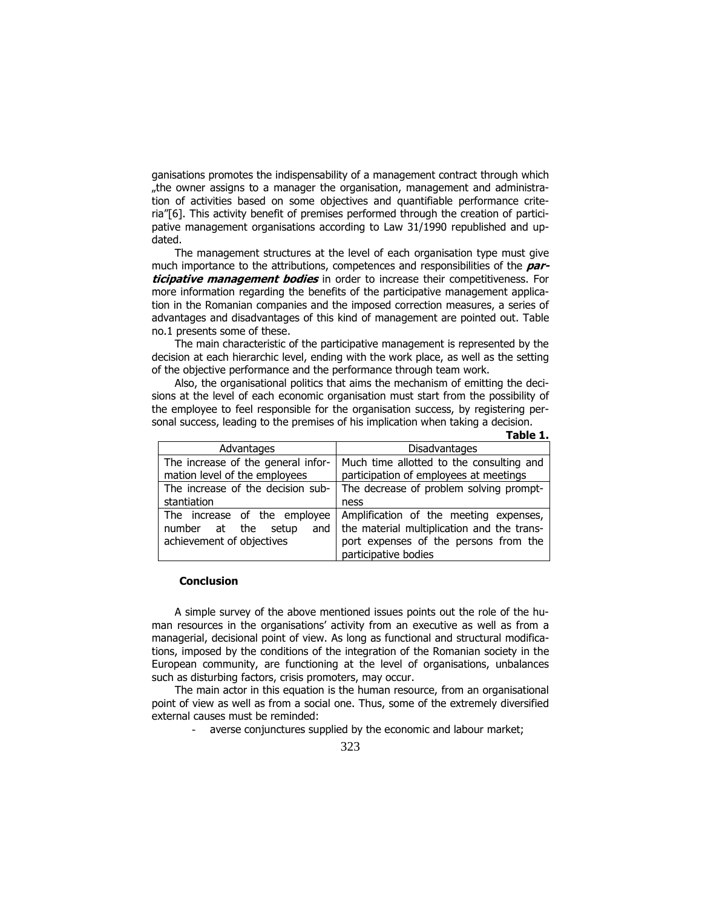ganisations promotes the indispensability of a management contract through which „the owner assigns to a manager the organisation, management and administration of activities based on some objectives and quantifiable performance criteria"[6]. This activity benefit of premises performed through the creation of participative management organisations according to Law 31/1990 republished and updated.

The management structures at the level of each organisation type must give much importance to the attributions, competences and responsibilities of the ***participative management bodies*** in order to increase their competitiveness. For more information regarding the benefits of the participative management application in the Romanian companies and the imposed correction measures, a series of advantages and disadvantages of this kind of management are pointed out. Table no.1 presents some of these.

The main characteristic of the participative management is represented by the decision at each hierarchic level, ending with the work place, as well as the setting of the objective performance and the performance through team work.

Also, the organisational politics that aims the mechanism of emitting the decisions at the level of each economic organisation must start from the possibility of the employee to feel responsible for the organisation success, by registering personal success, leading to the premises of his implication when taking a decision.

**Table 1.**

| Advantages | Disadvantages |
|---|---|
| The increase of the general information level of the employees | Much time allotted to the consulting and participation of employees at meetings |
| The increase of the decision substantiation | The decrease of problem solving promptness |
| The increase of the employee number at the setup and achievement of objectives | Amplification of the meeting expenses, the material multiplication and the transport expenses of the persons from the participative bodies |

### Conclusion

A simple survey of the above mentioned issues points out the role of the human resources in the organisations' activity from an executive as well as from a managerial, decisional point of view. As long as functional and structural modifications, imposed by the conditions of the integration of the Romanian society in the European community, are functioning at the level of organisations, unbalances such as disturbing factors, crisis promoters, may occur.

The main actor in this equation is the human resource, from an organisational point of view as well as from a social one. Thus, some of the extremely diversified external causes must be reminded:

- averse conjunctures supplied by the economic and labour market;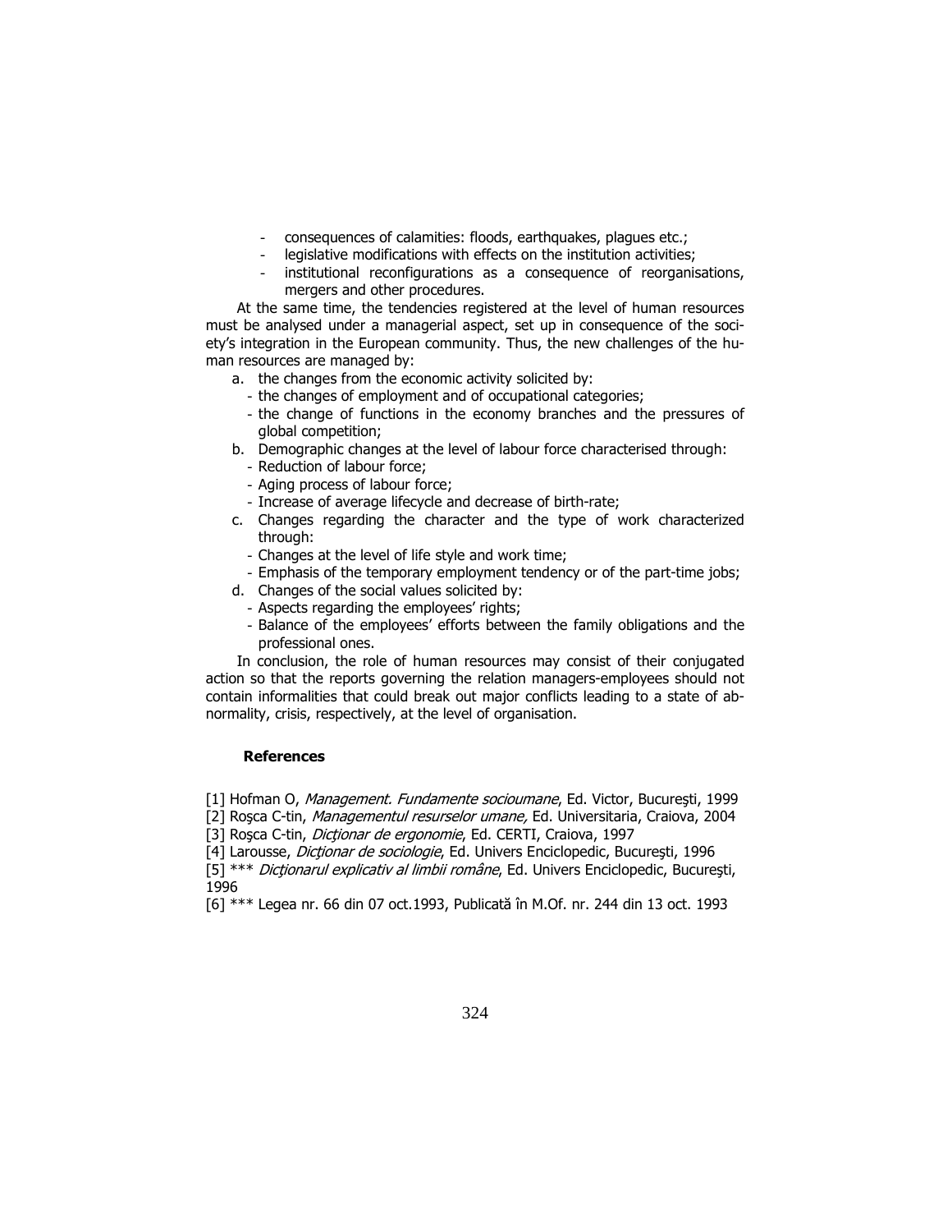- consequences of calamities: floods, earthquakes, plagues etc.;
- legislative modifications with effects on the institution activities;
- institutional reconfigurations as a consequence of reorganisations, mergers and other procedures.

At the same time, the tendencies registered at the level of human resources must be analysed under a managerial aspect, set up in consequence of the society's integration in the European community. Thus, the new challenges of the human resources are managed by:

a. the changes from the economic activity solicited by:
   - the changes of employment and of occupational categories;
   - the change of functions in the economy branches and the pressures of global competition;
b. Demographic changes at the level of labour force characterised through:
   - Reduction of labour force;
   - Aging process of labour force;
   - Increase of average lifecycle and decrease of birth-rate;
c. Changes regarding the character and the type of work characterized through:
   - Changes at the level of life style and work time;
   - Emphasis of the temporary employment tendency or of the part-time jobs;
d. Changes of the social values solicited by:
   - Aspects regarding the employees' rights;
   - Balance of the employees' efforts between the family obligations and the professional ones.

In conclusion, the role of human resources may consist of their conjugated action so that the reports governing the relation managers-employees should not contain informalities that could break out major conflicts leading to a state of abnormality, crisis, respectively, at the level of organisation.

### References

[1] Hofman O, *Management. Fundamente socioumane*, Ed. Victor, Bucureşti, 1999

[2] Roşca C-tin, *Managementul resurselor umane,* Ed. Universitaria, Craiova, 2004

[3] Roşca C-tin, *Dicţionar de ergonomie*, Ed. CERTI, Craiova, 1997

[4] Larousse, *Dicţionar de sociologie*, Ed. Univers Enciclopedic, Bucureşti, 1996

[5] *** *Dicţionarul explicativ al limbii române*, Ed. Univers Enciclopedic, Bucureşti, 1996

[6] *** Legea nr. 66 din 07 oct.1993, Publicată în M.Of. nr. 244 din 13 oct. 1993